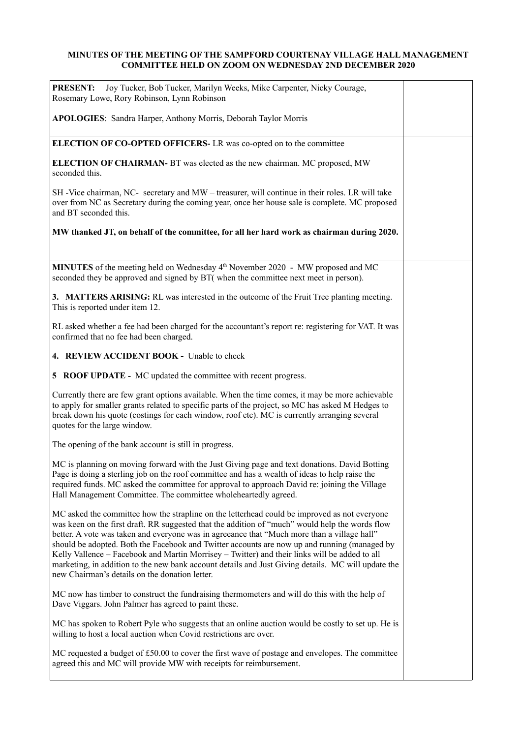**MINUTES OF THE MEETING OF THE SAMPFORD COURTENAY VILLAGE HALL MANAGEMENT COMMITTEE HELD ON ZOOM ON WEDNESDAY 2ND DECEMBER 2020**

**PRESENT:** Joy Tucker, Bob Tucker, Marilyn Weeks, Mike Carpenter, Nicky Courage, Rosemary Lowe, Rory Robinson, Lynn Robinson

**APOLOGIES**: Sandra Harper, Anthony Morris, Deborah Taylor Morris

**ELECTION OF CO-OPTED OFFICERS-** LR was co-opted on to the committee

**ELECTION OF CHAIRMAN-** BT was elected as the new chairman. MC proposed, MW seconded this.

SH -Vice chairman, NC- secretary and MW – treasurer, will continue in their roles. LR will take over from NC as Secretary during the coming year, once her house sale is complete. MC proposed and BT seconded this.

**MW thanked JT, on behalf of the committee, for all her hard work as chairman during 2020.**

**MINUTES** of the meeting held on Wednesday 4th November 2020 - MW proposed and MC seconded they be approved and signed by BT( when the committee next meet in person).

**3. MATTERS ARISING:** RL was interested in the outcome of the Fruit Tree planting meeting. This is reported under item 12.

RL asked whether a fee had been charged for the accountant's report re: registering for VAT. It was confirmed that no fee had been charged.

**4. REVIEW ACCIDENT BOOK -** Unable to check

**5 ROOF UPDATE -** MC updated the committee with recent progress.

Currently there are few grant options available. When the time comes, it may be more achievable to apply for smaller grants related to specific parts of the project, so MC has asked M Hedges to break down his quote (costings for each window, roof etc). MC is currently arranging several quotes for the large window.

The opening of the bank account is still in progress.

MC is planning on moving forward with the Just Giving page and text donations. David Botting Page is doing a sterling job on the roof committee and has a wealth of ideas to help raise the required funds. MC asked the committee for approval to approach David re: joining the Village Hall Management Committee. The committee wholeheartedly agreed.

MC asked the committee how the strapline on the letterhead could be improved as not everyone was keen on the first draft. RR suggested that the addition of "much" would help the words flow better. A vote was taken and everyone was in agreeance that "Much more than a village hall" should be adopted. Both the Facebook and Twitter accounts are now up and running (managed by Kelly Vallence – Facebook and Martin Morrisey – Twitter) and their links will be added to all marketing, in addition to the new bank account details and Just Giving details. MC will update the new Chairman's details on the donation letter.

MC now has timber to construct the fundraising thermometers and will do this with the help of Dave Viggars. John Palmer has agreed to paint these.

MC has spoken to Robert Pyle who suggests that an online auction would be costly to set up. He is willing to host a local auction when Covid restrictions are over.

MC requested a budget of £50.00 to cover the first wave of postage and envelopes. The committee agreed this and MC will provide MW with receipts for reimbursement.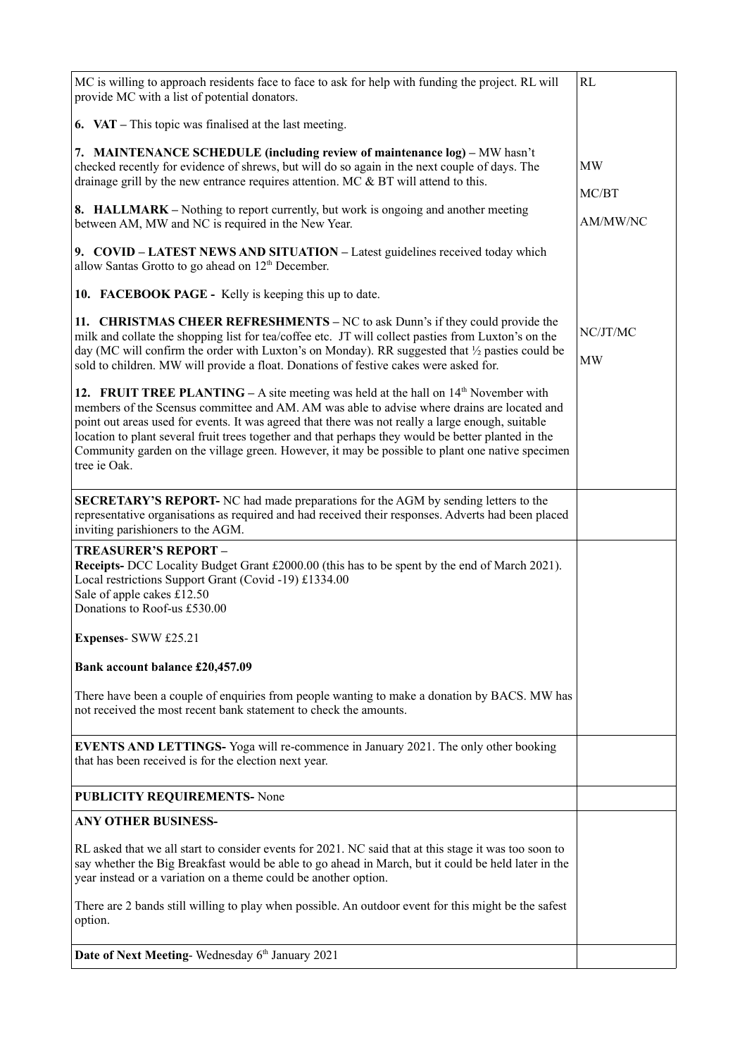| | |
|---|---|
| MC is willing to approach residents face to face to ask for help with funding the project. RL will provide MC with a list of potential donators.<br><br>**6. VAT –** This topic was finalised at the last meeting.<br><br>**7. MAINTENANCE SCHEDULE (including review of maintenance log) –** MW hasn't checked recently for evidence of shrews, but will do so again in the next couple of days. The drainage grill by the new entrance requires attention. MC & BT will attend to this.<br><br>**8. HALLMARK –** Nothing to report currently, but work is ongoing and another meeting between AM, MW and NC is required in the New Year.<br><br>**9. COVID – LATEST NEWS AND SITUATION –** Latest guidelines received today which allow Santas Grotto to go ahead on 12th December.<br><br>**10. FACEBOOK PAGE -** Kelly is keeping this up to date.<br><br>**11. CHRISTMAS CHEER REFRESHMENTS –** NC to ask Dunn's if they could provide the milk and collate the shopping list for tea/coffee etc. JT will collect pasties from Luxton's on the day (MC will confirm the order with Luxton's on Monday). RR suggested that ½ pasties could be sold to children. MW will provide a float. Donations of festive cakes were asked for.<br><br>**12. FRUIT TREE PLANTING –** A site meeting was held at the hall on 14th November with members of the Scensus committee and AM. AM was able to advise where drains are located and point out areas used for events. It was agreed that there was not really a large enough, suitable location to plant several fruit trees together and that perhaps they would be better planted in the Community garden on the village green. However, it may be possible to plant one native specimen tree ie Oak. | RL<br><br>MW<br><br>MC/BT<br><br>AM/MW/NC<br><br>NC/JT/MC<br><br>MW |
| **SECRETARY'S REPORT-** NC had made preparations for the AGM by sending letters to the representative organisations as required and had received their responses. Adverts had been placed inviting parishioners to the AGM. | |
| **TREASURER'S REPORT –**<br>**Receipts-** DCC Locality Budget Grant £2000.00 (this has to be spent by the end of March 2021).<br>Local restrictions Support Grant (Covid -19) £1334.00<br>Sale of apple cakes £12.50<br>Donations to Roof-us £530.00<br><br>**Expenses**- SWW £25.21<br><br>**Bank account balance £20,457.09**<br><br>There have been a couple of enquiries from people wanting to make a donation by BACS. MW has not received the most recent bank statement to check the amounts. | |
| **EVENTS AND LETTINGS-** Yoga will re-commence in January 2021. The only other booking that has been received is for the election next year. | |
| **PUBLICITY REQUIREMENTS-** None | |
| **ANY OTHER BUSINESS-**<br><br>RL asked that we all start to consider events for 2021. NC said that at this stage it was too soon to say whether the Big Breakfast would be able to go ahead in March, but it could be held later in the year instead or a variation on a theme could be another option.<br><br>There are 2 bands still willing to play when possible. An outdoor event for this might be the safest option. | |
| **Date of Next Meeting**- Wednesday 6th January 2021 | |